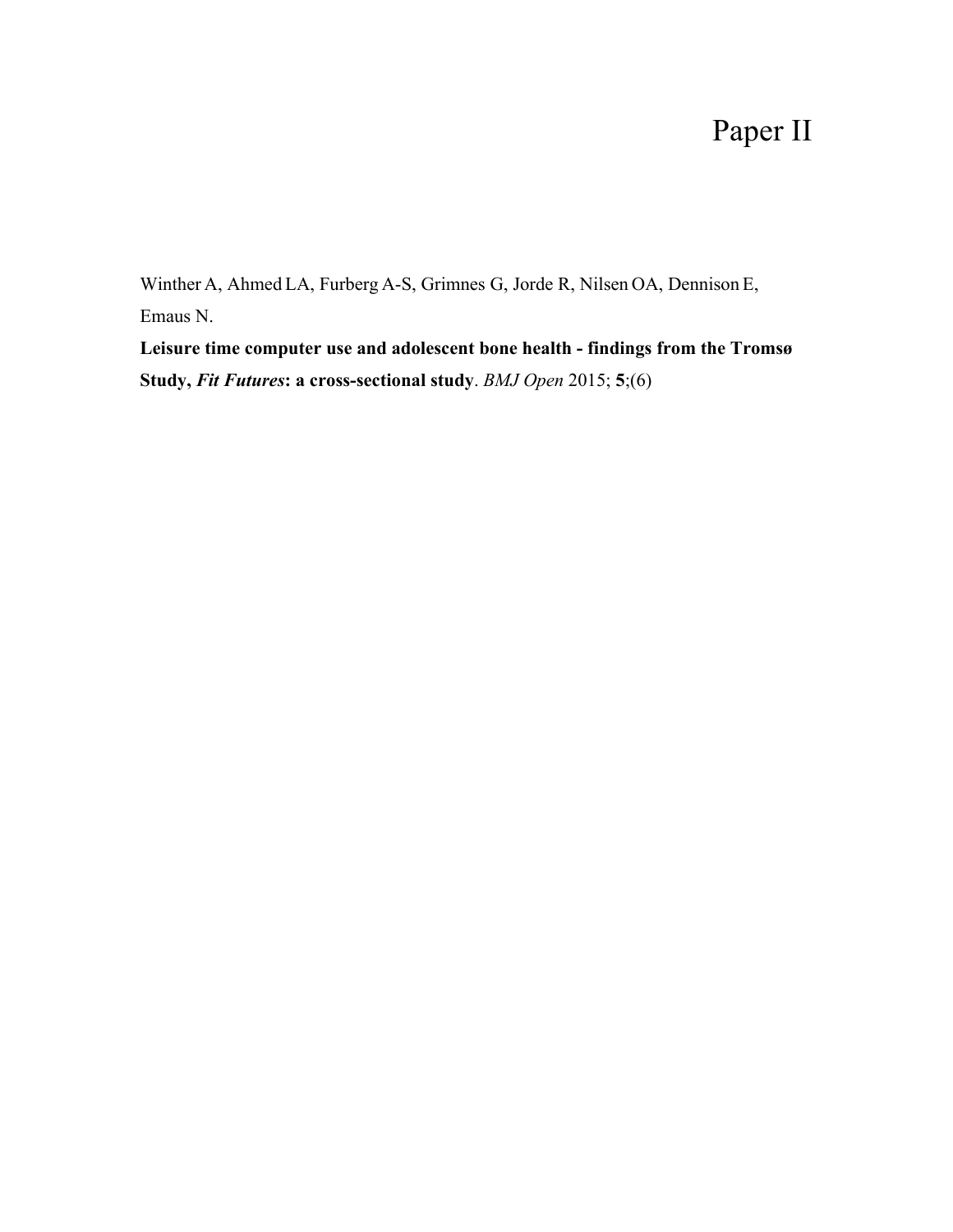# Paper II

Winther A, Ahmed LA, Furberg A-S, Grimnes G, Jorde R, Nilsen OA, Dennison E, Emaus N.

**Leisure time computer use and adolescent bone health - findings from the Tromsø Study, *Fit Futures*: a cross-sectional study**. *BMJ Open* 2015; **5**;(6)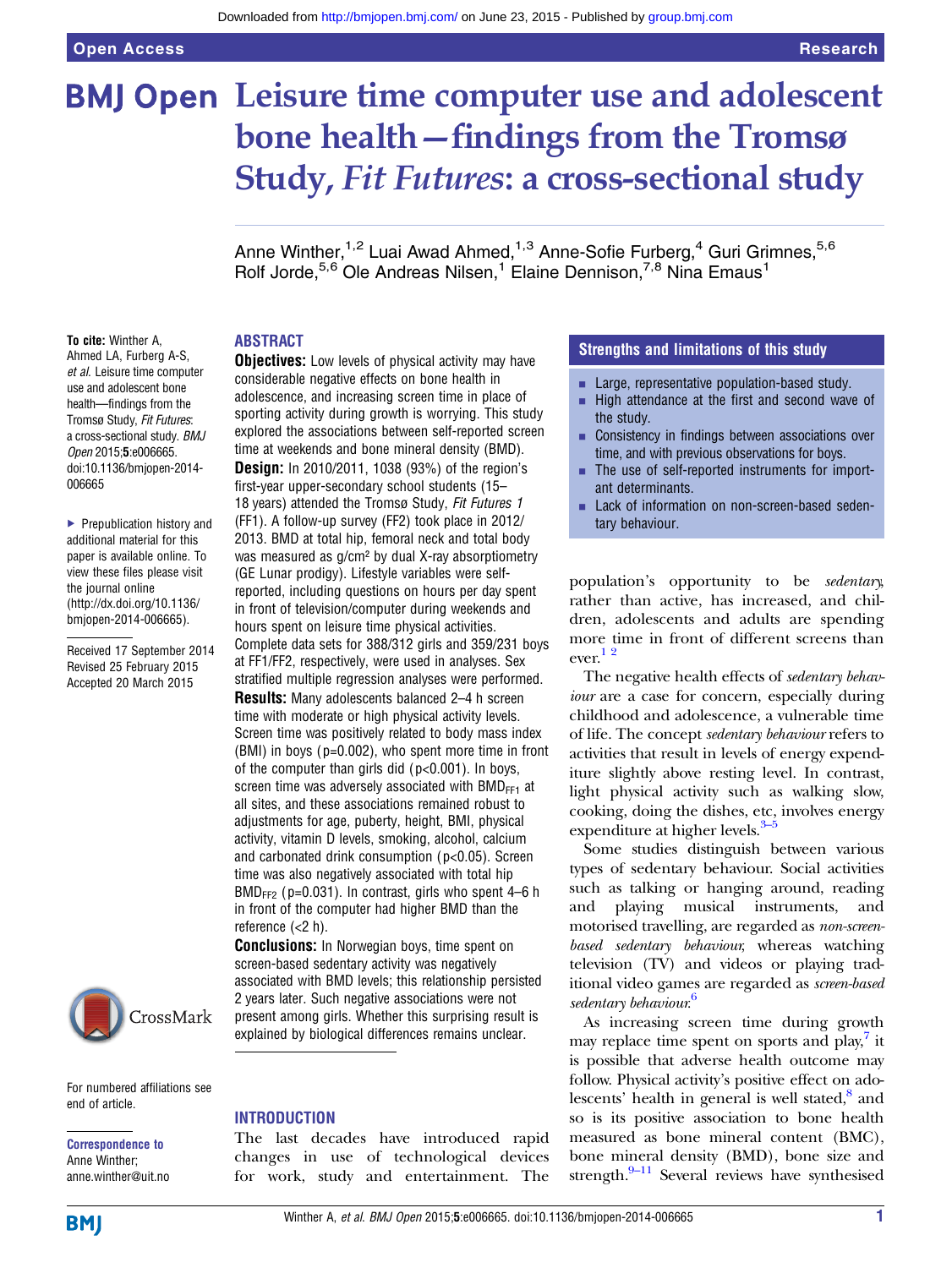# Leisure time computer use and adolescent bone health—findings from the Tromsø Study, *Fit Futures*: a cross-sectional study

Anne Winther,[1,2] Luai Awad Ahmed,[1,3] Anne-Sofie Furberg,[4] Guri Grimnes,[5,6] Rolf Jorde,[5,6] Ole Andreas Nilsen,[1] Elaine Dennison,[7,8] Nina Emaus[1]

**To cite:** Winther A, Ahmed LA, Furberg A-S, *et al*. Leisure time computer use and adolescent bone health—findings from the Tromsø Study, *Fit Futures*: a cross-sectional study. *BMJ Open* 2015;**5**:e006665. doi:10.1136/bmjopen-2014-006665

▸ Prepublication history and additional material for this paper is available online. To view these files please visit the journal online (http://dx.doi.org/10.1136/bmjopen-2014-006665).

Received 17 September 2014
Revised 25 February 2015
Accepted 20 March 2015

For numbered affiliations see end of article.

**Correspondence to**
Anne Winther;
anne.winther@uit.no

## ABSTRACT

**Objectives:** Low levels of physical activity may have considerable negative effects on bone health in adolescence, and increasing screen time in place of sporting activity during growth is worrying. This study explored the associations between self-reported screen time at weekends and bone mineral density (BMD).

**Design:** In 2010/2011, 1038 (93%) of the region's first-year upper-secondary school students (15–18 years) attended the Tromsø Study, *Fit Futures 1* (FF1). A follow-up survey (FF2) took place in 2012/2013. BMD at total hip, femoral neck and total body was measured as g/cm² by dual X-ray absorptiometry (GE Lunar prodigy). Lifestyle variables were self-reported, including questions on hours per day spent in front of television/computer during weekends and hours spent on leisure time physical activities. Complete data sets for 388/312 girls and 359/231 boys at FF1/FF2, respectively, were used in analyses. Sex stratified multiple regression analyses were performed.

**Results:** Many adolescents balanced 2–4 h screen time with moderate or high physical activity levels. Screen time was positively related to body mass index (BMI) in boys (p=0.002), who spent more time in front of the computer than girls did (p<0.001). In boys, screen time was adversely associated with $BMD_{FF1}$ at all sites, and these associations remained robust to adjustments for age, puberty, height, BMI, physical activity, vitamin D levels, smoking, alcohol, calcium and carbonated drink consumption (p<0.05). Screen time was also negatively associated with total hip $BMD_{FF2}$ (p=0.031). In contrast, girls who spent 4–6 h in front of the computer had higher BMD than the reference (<2 h).

**Conclusions:** In Norwegian boys, time spent on screen-based sedentary activity was negatively associated with BMD levels; this relationship persisted 2 years later. Such negative associations were not present among girls. Whether this surprising result is explained by biological differences remains unclear.

## Strengths and limitations of this study

- Large, representative population-based study.
- High attendance at the first and second wave of the study.
- Consistency in findings between associations over time, and with previous observations for boys.
- The use of self-reported instruments for important determinants.
- Lack of information on non-screen-based sedentary behaviour.

## INTRODUCTION

The last decades have introduced rapid changes in use of technological devices for work, study and entertainment. The population's opportunity to be *sedentary*, rather than active, has increased, and children, adolescents and adults are spending more time in front of different screens than ever.[1,2]

The negative health effects of *sedentary behaviour* are a case for concern, especially during childhood and adolescence, a vulnerable time of life. The concept *sedentary behaviour* refers to activities that result in levels of energy expenditure slightly above resting level. In contrast, light physical activity such as walking slow, cooking, doing the dishes, etc, involves energy expenditure at higher levels.[3–5]

Some studies distinguish between various types of sedentary behaviour. Social activities such as talking or hanging around, reading and playing musical instruments, and motorised travelling, are regarded as *non-screen-based sedentary behaviour*, whereas watching television (TV) and videos or playing traditional video games are regarded as *screen-based sedentary behaviour*.[6]

As increasing screen time during growth may replace time spent on sports and play,[7] it is possible that adverse health outcome may follow. Physical activity's positive effect on adolescents' health in general is well stated,[8] and so is its positive association to bone health measured as bone mineral content (BMC), bone mineral density (BMD), bone size and strength.[9–11] Several reviews have synthesised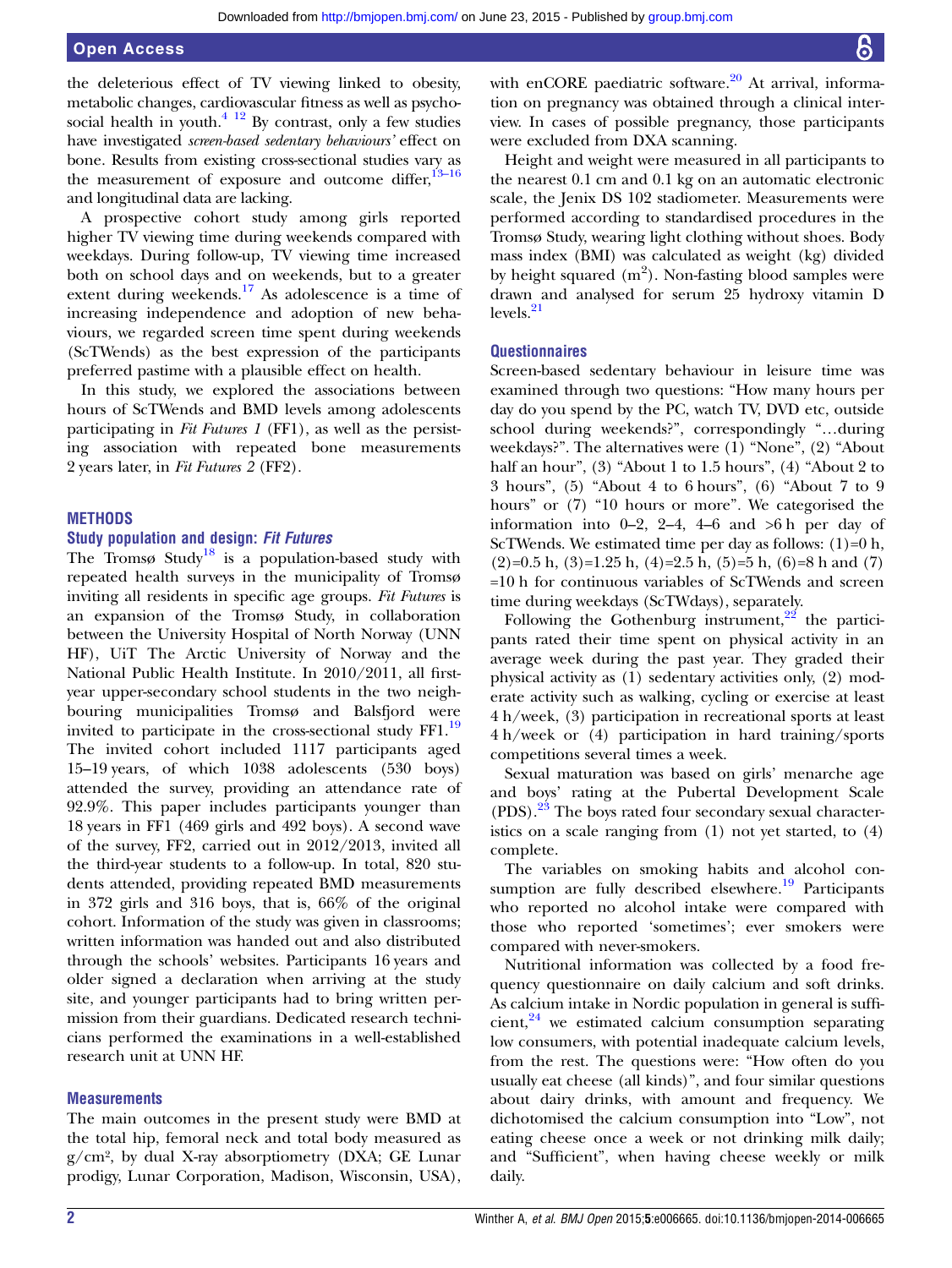the deleterious effect of TV viewing linked to obesity, metabolic changes, cardiovascular fitness as well as psychosocial health in youth.[4 12] By contrast, only a few studies have investigated *screen-based sedentary behaviours'* effect on bone. Results from existing cross-sectional studies vary as the measurement of exposure and outcome differ,[13–16] and longitudinal data are lacking.

A prospective cohort study among girls reported higher TV viewing time during weekends compared with weekdays. During follow-up, TV viewing time increased both on school days and on weekends, but to a greater extent during weekends.[17] As adolescence is a time of increasing independence and adoption of new behaviours, we regarded screen time spent during weekends (ScTWends) as the best expression of the participants preferred pastime with a plausible effect on health.

In this study, we explored the associations between hours of ScTWends and BMD levels among adolescents participating in *Fit Futures 1* (FF1), as well as the persisting association with repeated bone measurements 2 years later, in *Fit Futures 2* (FF2).

## METHODS

### Study population and design: *Fit Futures*

The Tromsø Study[18] is a population-based study with repeated health surveys in the municipality of Tromsø inviting all residents in specific age groups. *Fit Futures* is an expansion of the Tromsø Study, in collaboration between the University Hospital of North Norway (UNN HF), UiT The Arctic University of Norway and the National Public Health Institute. In 2010/2011, all first-year upper-secondary school students in the two neighbouring municipalities Tromsø and Balsfjord were invited to participate in the cross-sectional study FF1.[19] The invited cohort included 1117 participants aged 15–19 years, of which 1038 adolescents (530 boys) attended the survey, providing an attendance rate of 92.9%. This paper includes participants younger than 18 years in FF1 (469 girls and 492 boys). A second wave of the survey, FF2, carried out in 2012/2013, invited all the third-year students to a follow-up. In total, 820 students attended, providing repeated BMD measurements in 372 girls and 316 boys, that is, 66% of the original cohort. Information of the study was given in classrooms; written information was handed out and also distributed through the schools' websites. Participants 16 years and older signed a declaration when arriving at the study site, and younger participants had to bring written permission from their guardians. Dedicated research technicians performed the examinations in a well-established research unit at UNN HF.

### Measurements

The main outcomes in the present study were BMD at the total hip, femoral neck and total body measured as g/cm², by dual X-ray absorptiometry (DXA; GE Lunar prodigy, Lunar Corporation, Madison, Wisconsin, USA), with enCORE paediatric software.[20] At arrival, information on pregnancy was obtained through a clinical interview. In cases of possible pregnancy, those participants were excluded from DXA scanning.

Height and weight were measured in all participants to the nearest 0.1 cm and 0.1 kg on an automatic electronic scale, the Jenix DS 102 stadiometer. Measurements were performed according to standardised procedures in the Tromsø Study, wearing light clothing without shoes. Body mass index (BMI) was calculated as weight (kg) divided by height squared ($m^2$). Non-fasting blood samples were drawn and analysed for serum 25 hydroxy vitamin D levels.[21]

### Questionnaires

Screen-based sedentary behaviour in leisure time was examined through two questions: "How many hours per day do you spend by the PC, watch TV, DVD etc, outside school during weekends?", correspondingly "…during weekdays?". The alternatives were (1) "None", (2) "About half an hour", (3) "About 1 to 1.5 hours", (4) "About 2 to 3 hours", (5) "About 4 to 6 hours", (6) "About 7 to 9 hours" or (7) "10 hours or more". We categorised the information into 0–2, 2–4, 4–6 and >6 h per day of ScTWends. We estimated time per day as follows: (1)=0 h, (2)=0.5 h, (3)=1.25 h, (4)=2.5 h, (5)=5 h, (6)=8 h and (7) =10 h for continuous variables of ScTWends and screen time during weekdays (ScTWdays), separately.

Following the Gothenburg instrument,[22] the participants rated their time spent on physical activity in an average week during the past year. They graded their physical activity as (1) sedentary activities only, (2) moderate activity such as walking, cycling or exercise at least 4 h/week, (3) participation in recreational sports at least 4 h/week or (4) participation in hard training/sports competitions several times a week.

Sexual maturation was based on girls' menarche age and boys' rating at the Pubertal Development Scale (PDS).[23] The boys rated four secondary sexual characteristics on a scale ranging from (1) not yet started, to (4) complete.

The variables on smoking habits and alcohol consumption are fully described elsewhere.[19] Participants who reported no alcohol intake were compared with those who reported 'sometimes'; ever smokers were compared with never-smokers.

Nutritional information was collected by a food frequency questionnaire on daily calcium and soft drinks. As calcium intake in Nordic population in general is sufficient,[24] we estimated calcium consumption separating low consumers, with potential inadequate calcium levels, from the rest. The questions were: "How often do you usually eat cheese (all kinds)", and four similar questions about dairy drinks, with amount and frequency. We dichotomised the calcium consumption into "Low", not eating cheese once a week or not drinking milk daily; and "Sufficient", when having cheese weekly or milk daily.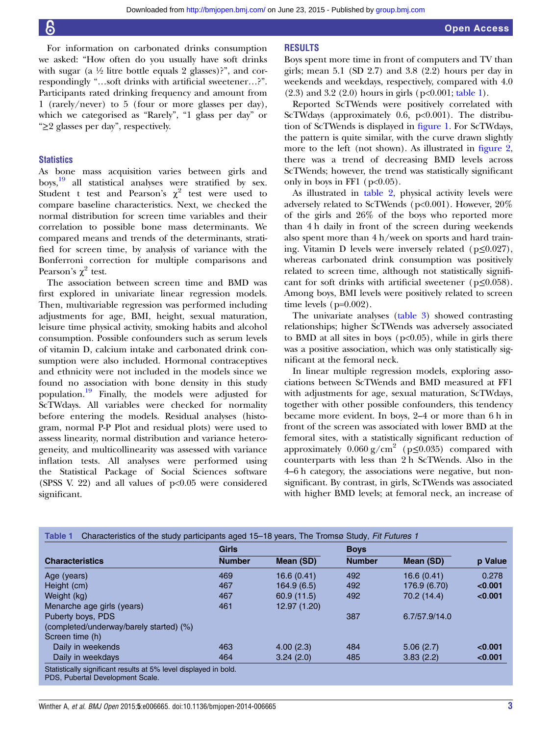For information on carbonated drinks consumption we asked: "How often do you usually have soft drinks with sugar (a ½ litre bottle equals 2 glasses)?", and correspondingly "…soft drinks with artificial sweetener…?". Participants rated drinking frequency and amount from 1 (rarely/never) to 5 (four or more glasses per day), which we categorised as "Rarely", "1 glass per day" or "≥2 glasses per day", respectively.

### Statistics

As bone mass acquisition varies between girls and boys,[19] all statistical analyses were stratified by sex. Student t test and Pearson's $\chi^2$ test were used to compare baseline characteristics. Next, we checked the normal distribution for screen time variables and their correlation to possible bone mass determinants. We compared means and trends of the determinants, stratified for screen time, by analysis of variance with the Bonferroni correction for multiple comparisons and Pearson's $\chi^2$ test.

The association between screen time and BMD was first explored in univariate linear regression models. Then, multivariable regression was performed including adjustments for age, BMI, height, sexual maturation, leisure time physical activity, smoking habits and alcohol consumption. Possible confounders such as serum levels of vitamin D, calcium intake and carbonated drink consumption were also included. Hormonal contraceptives and ethnicity were not included in the models since we found no association with bone density in this study population.[19] Finally, the models were adjusted for ScTWdays. All variables were checked for normality before entering the models. Residual analyses (histogram, normal P-P Plot and residual plots) were used to assess linearity, normal distribution and variance heterogeneity, and multicollinearity was assessed with variance inflation tests. All analyses were performed using the Statistical Package of Social Sciences software (SPSS V. 22) and all values of $p<0.05$ were considered significant.

## RESULTS

Boys spent more time in front of computers and TV than girls; mean 5.1 (SD 2.7) and 3.8 (2.2) hours per day in weekends and weekdays, respectively, compared with 4.0 (2.3) and 3.2 (2.0) hours in girls ($p<0.001$; table 1).

Reported ScTWends were positively correlated with ScTWdays (approximately 0.6, $p<0.001$). The distribution of ScTWends is displayed in figure 1. For ScTWdays, the pattern is quite similar, with the curve drawn slightly more to the left (not shown). As illustrated in figure 2, there was a trend of decreasing BMD levels across ScTWends; however, the trend was statistically significant only in boys in FF1 ($p<0.05$).

As illustrated in table 2, physical activity levels were adversely related to ScTWends ($p<0.001$). However, 20% of the girls and 26% of the boys who reported more than 4 h daily in front of the screen during weekends also spent more than 4 h/week on sports and hard training. Vitamin D levels were inversely related ($p\leq0.027$), whereas carbonated drink consumption was positively related to screen time, although not statistically significant for soft drinks with artificial sweetener ($p\leq0.058$). Among boys, BMI levels were positively related to screen time levels ($p=0.002$).

The univariate analyses (table 3) showed contrasting relationships; higher ScTWends was adversely associated to BMD at all sites in boys ($p<0.05$), while in girls there was a positive association, which was only statistically significant at the femoral neck.

In linear multiple regression models, exploring associations between ScTWends and BMD measured at FF1 with adjustments for age, sexual maturation, ScTWdays, together with other possible confounders, this tendency became more evident. In boys, 2–4 or more than 6 h in front of the screen was associated with lower BMD at the femoral sites, with a statistically significant reduction of approximately 0.060 g/cm$^2$ ($p\leq0.035$) compared with counterparts with less than 2 h ScTWends. Also in the 4–6 h category, the associations were negative, but non-significant. By contrast, in girls, ScTWends was associated with higher BMD levels; at femoral neck, an increase of

Table 1 Characteristics of the study participants aged 15–18 years, The Tromsø Study, *Fit Futures 1*

| | Girls | | Boys | | |
|---|---|---|---|---|---|
| **Characteristics** | **Number** | **Mean (SD)** | **Number** | **Mean (SD)** | **p Value** |
| Age (years) | 469 | 16.6 (0.41) | 492 | 16.6 (0.41) | 0.278 |
| Height (cm) | 467 | 164.9 (6.5) | 492 | 176.9 (6.70) | **<0.001** |
| Weight (kg) | 467 | 60.9 (11.5) | 492 | 70.2 (14.4) | **<0.001** |
| Menarche age girls (years) | 461 | 12.97 (1.20) | | | |
| Puberty boys, PDS (completed/underway/barely started) (%) | | | 387 | 6.7/57.9/14.0 | |
| Screen time (h) | | | | | |
| Daily in weekends | 463 | 4.00 (2.3) | 484 | 5.06 (2.7) | **<0.001** |
| Daily in weekdays | 464 | 3.24 (2.0) | 485 | 3.83 (2.2) | **<0.001** |

Statistically significant results at 5% level displayed in bold.
PDS, Pubertal Development Scale.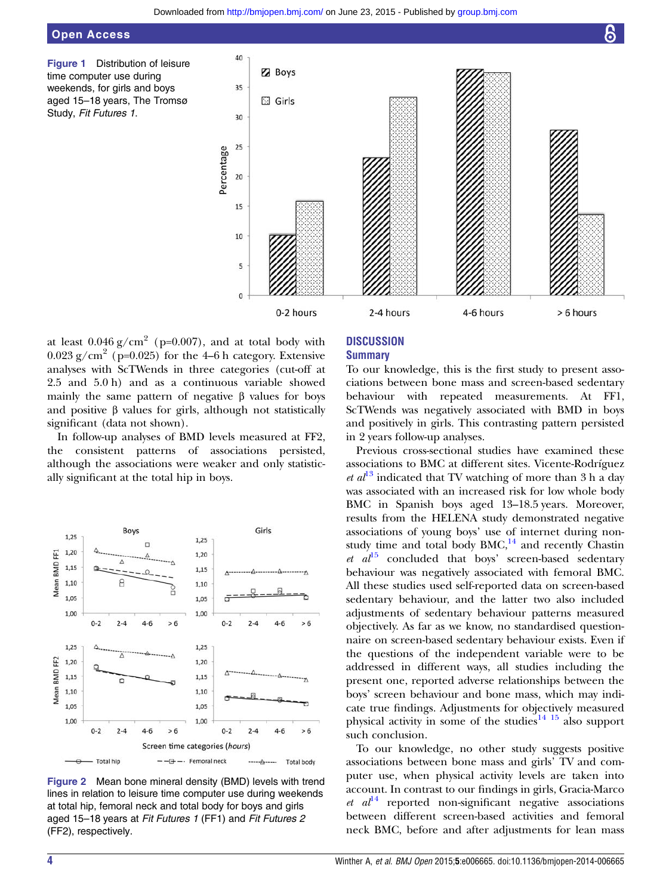Figure 1 Distribution of leisure time computer use during weekends, for girls and boys aged 15–18 years, The Tromsø Study, *Fit Futures 1*.

at least 0.046 g/cm$^2$ (p=0.007), and at total body with 0.023 g/cm$^2$ (p=0.025) for the 4–6 h category. Extensive analyses with ScTWends in three categories (cut-off at 2.5 and 5.0 h) and as a continuous variable showed mainly the same pattern of negative β values for boys and positive β values for girls, although not statistically significant (data not shown).

In follow-up analyses of BMD levels measured at FF2, the consistent patterns of associations persisted, although the associations were weaker and only statistically significant at the total hip in boys.

Figure 2 Mean bone mineral density (BMD) levels with trend lines in relation to leisure time computer use during weekends at total hip, femoral neck and total body for boys and girls aged 15–18 years at *Fit Futures 1* (FF1) and *Fit Futures 2* (FF2), respectively.

## DISCUSSION

### Summary

To our knowledge, this is the first study to present associations between bone mass and screen-based sedentary behaviour with repeated measurements. At FF1, ScTWends was negatively associated with BMD in boys and positively in girls. This contrasting pattern persisted in 2 years follow-up analyses.

Previous cross-sectional studies have examined these associations to BMC at different sites. Vicente-Rodríguez *et al*[13] indicated that TV watching of more than 3 h a day was associated with an increased risk for low whole body BMC in Spanish boys aged 13–18.5 years. Moreover, results from the HELENA study demonstrated negative associations of young boys' use of internet during non-study time and total body BMC,[14] and recently Chastin *et al*[15] concluded that boys' screen-based sedentary behaviour was negatively associated with femoral BMC. All these studies used self-reported data on screen-based sedentary behaviour, and the latter two also included adjustments of sedentary behaviour patterns measured objectively. As far as we know, no standardised questionnaire on screen-based sedentary behaviour exists. Even if the questions of the independent variable were to be addressed in different ways, all studies including the present one, reported adverse relationships between the boys' screen behaviour and bone mass, which may indicate true findings. Adjustments for objectively measured physical activity in some of the studies[14 15] also support such conclusion.

To our knowledge, no other study suggests positive associations between bone mass and girls' TV and computer use, when physical activity levels are taken into account. In contrast to our findings in girls, Gracia-Marco *et al*[14] reported non-significant negative associations between different screen-based activities and femoral neck BMC, before and after adjustments for lean mass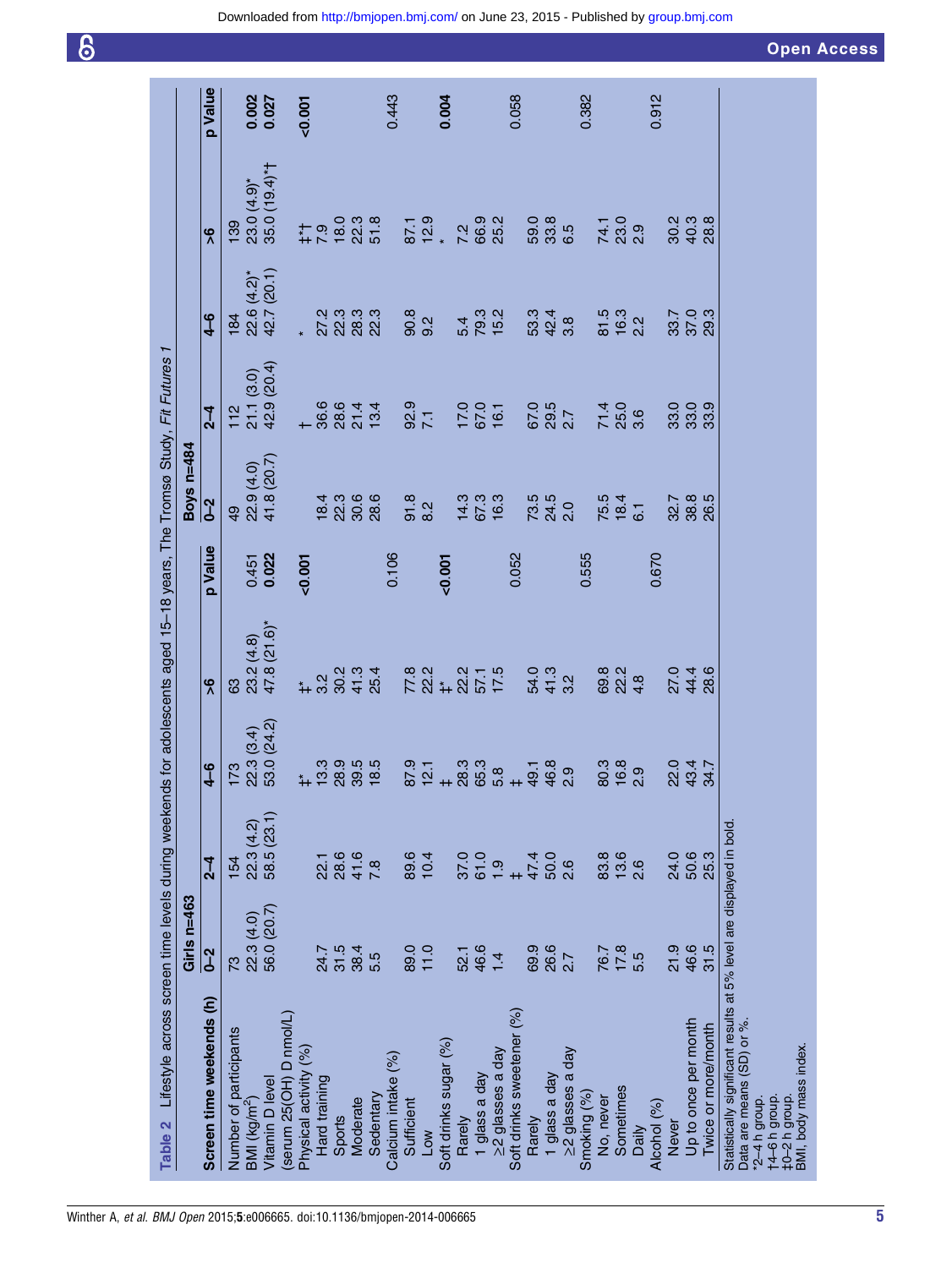**Table 2** Lifestyle across screen time levels during weekends for adolescents aged 15–18 years, The Tromsø Study, *Fit Futures 1*

| | Girls n=463 | | | | | Boys n=484 | | | | |
|---|---|---|---|---|---|---|---|---|---|---|
| **Screen time weekends (h)** | **0–2** | **2–4** | **4–6** | **>6** | **p Value** | **0–2** | **2–4** | **4–6** | **>6** | **p Value** |
| Number of participants | 73 | 154 | 173 | 63 | | 49 | 112 | 184 | 139 | |
| BMI (kg/m²) | 22.3 (4.0) | 22.3 (4.2) | 22.3 (3.4) | 23.2 (4.8) | 0.451 | 22.9 (4.0) | 21.1 (3.0) | 22.6 (4.2)* | 23.0 (4.9)* | **0.002** |
| Vitamin D level (serum 25(OH) D nmol/L) | 56.0 (20.7) | 58.5 (23.1) | 53.0 (24.2) | 47.8 (21.6)* | **0.022** | 41.8 (20.7) | 42.9 (20.4) | 42.7 (20.1) | 35.0 (19.4)*† | **0.027** |
| Physical activity (%) | | | ‡* | ‡* | **<0.001** | | † | * | ‡*† | **<0.001** |
| Hard training | 24.7 | 22.1 | 13.3 | 3.2 | | 18.4 | 36.6 | 27.2 | 7.9 | |
| Sports | 31.5 | 28.6 | 28.9 | 30.2 | | 22.3 | 28.6 | 22.3 | 18.0 | |
| Moderate | 38.4 | 41.6 | 39.5 | 41.3 | | 30.6 | 21.4 | 28.3 | 22.3 | |
| Sedentary | 5.5 | 7.8 | 18.5 | 25.4 | | 28.6 | 13.4 | 22.3 | 51.8 | |
| Calcium intake (%) | | | | | 0.106 | | | | | 0.443 |
| Sufficient | 89.0 | 89.6 | 87.9 | 77.8 | | 91.8 | 92.9 | 90.8 | 87.1 | |
| Low | 11.0 | 10.4 | 12.1 | 22.2 | | 8.2 | 7.1 | 9.2 | 12.9 | |
| Soft drinks sugar (%) | | | ‡ | ‡* | **<0.001** | | | | * | **0.004** |
| Rarely | 52.1 | 37.0 | 28.3 | 22.2 | | 14.3 | 17.0 | 5.4 | 7.2 | |
| 1 glass a day | 46.6 | 61.0 | 65.3 | 57.1 | | 67.3 | 67.0 | 79.3 | 66.9 | |
| ≥2 glasses a day | 1.4 | 1.9 | 5.8 | 17.5 | | 16.3 | 16.1 | 15.2 | 25.2 | |
| Soft drinks sweetener (%) | | ‡ | ‡ | | 0.052 | | | | | 0.058 |
| Rarely | 69.9 | 47.4 | 49.1 | 54.0 | | 73.5 | 67.0 | 53.3 | 59.0 | |
| 1 glass a day | 26.6 | 50.0 | 46.8 | 41.3 | | 24.5 | 29.5 | 42.4 | 33.8 | |
| ≥2 glasses a day | 2.7 | 2.6 | 2.9 | 3.2 | | 2.0 | 2.7 | 3.8 | 6.5 | |
| Smoking (%) | | | | | 0.555 | | | | | 0.382 |
| No, never | 76.7 | 83.8 | 80.3 | 69.8 | | 75.5 | 71.4 | 81.5 | 74.1 | |
| Sometimes | 17.8 | 13.6 | 16.8 | 22.2 | | 18.4 | 25.0 | 16.3 | 23.0 | |
| Daily | 5.5 | 2.6 | 2.9 | 4.8 | | 6.1 | 3.6 | 2.2 | 2.9 | |
| Alcohol (%) | | | | | 0.670 | | | | | 0.912 |
| Never | 21.9 | 24.0 | 22.0 | 27.0 | | 32.7 | 33.0 | 33.7 | 30.2 | |
| Up to once per month | 46.6 | 50.6 | 43.4 | 44.4 | | 38.8 | 33.0 | 37.0 | 40.3 | |
| Twice or more/month | 31.5 | 25.3 | 34.7 | 28.6 | | 26.5 | 33.9 | 29.3 | 28.8 | |

Statistically significant results at 5% level are displayed in bold.
Data are means (SD) or %.
*2–4 h group.
†4–6 h group.
‡0–2 h group.
BMI, body mass index.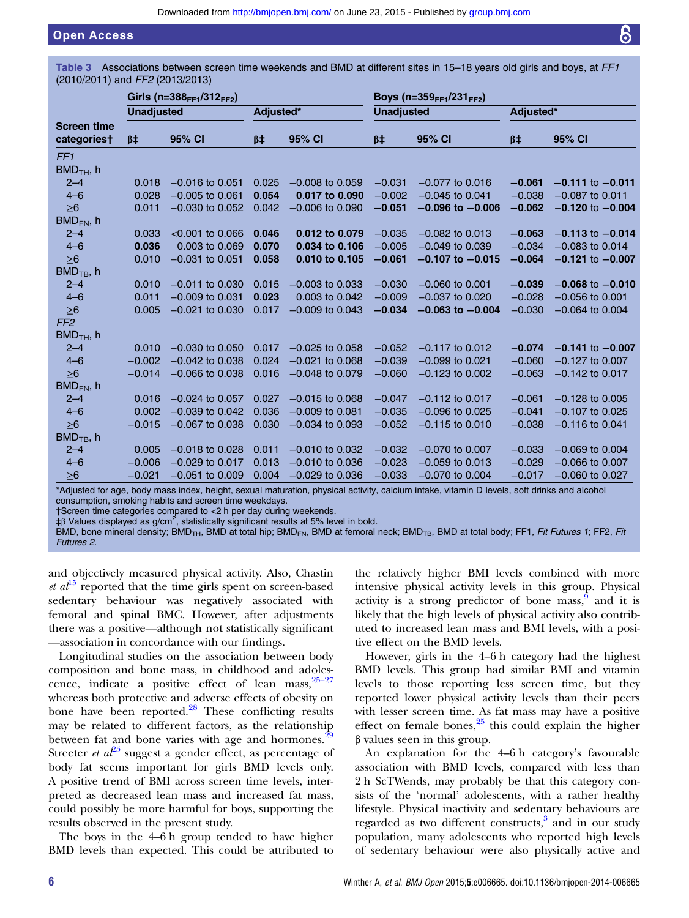**Table 3** Associations between screen time weekends and BMD at different sites in 15–18 years old girls and boys, at *FF1* (2010/2011) and *FF2* (2013/2013)

| Screen time categories† | Girls ($n=388_{FF1}/312_{FF2}$) | | | | Boys ($n=359_{FF1}/231_{FF2}$) | | | |
|---|---|---|---|---|---|---|---|---|
| | Unadjusted | | Adjusted* | | Unadjusted | | Adjusted* | |
| | β‡ | 95% CI | β‡ | 95% CI | β‡ | 95% CI | β‡ | 95% CI |
| *FF1* | | | | | | | | |
| $BMD_{TH}$, h | | | | | | | | |
| 2–4 | 0.018 | −0.016 to 0.051 | 0.025 | −0.008 to 0.059 | −0.031 | −0.077 to 0.016 | **−0.061** | **−0.111 to −0.011** |
| 4–6 | 0.028 | −0.005 to 0.061 | **0.054** | **0.017 to 0.090** | −0.002 | −0.045 to 0.041 | −0.038 | −0.087 to 0.011 |
| ≥6 | 0.011 | −0.030 to 0.052 | 0.042 | −0.006 to 0.090 | **−0.051** | **−0.096 to −0.006** | **−0.062** | **−0.120 to −0.004** |
| $BMD_{FN}$, h | | | | | | | | |
| 2–4 | 0.033 | <0.001 to 0.066 | **0.046** | **0.012 to 0.079** | −0.035 | −0.082 to 0.013 | **−0.063** | **−0.113 to −0.014** |
| 4–6 | **0.036** | 0.003 to 0.069 | **0.070** | **0.034 to 0.106** | −0.005 | −0.049 to 0.039 | −0.034 | −0.083 to 0.014 |
| ≥6 | 0.010 | −0.031 to 0.051 | **0.058** | **0.010 to 0.105** | **−0.061** | **−0.107 to −0.015** | **−0.064** | **−0.121 to −0.007** |
| $BMD_{TB}$, h | | | | | | | | |
| 2–4 | 0.010 | −0.011 to 0.030 | 0.015 | −0.003 to 0.033 | −0.030 | −0.060 to 0.001 | **−0.039** | **−0.068 to −0.010** |
| 4–6 | 0.011 | −0.009 to 0.031 | **0.023** | 0.003 to 0.042 | −0.009 | −0.037 to 0.020 | −0.028 | −0.056 to 0.001 |
| ≥6 | 0.005 | −0.021 to 0.030 | 0.017 | −0.009 to 0.043 | **−0.034** | **−0.063 to −0.004** | −0.030 | −0.064 to 0.004 |
| *FF2* | | | | | | | | |
| $BMD_{TH}$, h | | | | | | | | |
| 2–4 | 0.010 | −0.030 to 0.050 | 0.017 | −0.025 to 0.058 | −0.052 | −0.117 to 0.012 | **−0.074** | **−0.141 to −0.007** |
| 4–6 | −0.002 | −0.042 to 0.038 | 0.024 | −0.021 to 0.068 | −0.039 | −0.099 to 0.021 | −0.060 | −0.127 to 0.007 |
| ≥6 | −0.014 | −0.066 to 0.038 | 0.016 | −0.048 to 0.079 | −0.060 | −0.123 to 0.002 | −0.063 | −0.142 to 0.017 |
| $BMD_{FN}$, h | | | | | | | | |
| 2–4 | 0.016 | −0.024 to 0.057 | 0.027 | −0.015 to 0.068 | −0.047 | −0.112 to 0.017 | −0.061 | −0.128 to 0.005 |
| 4–6 | 0.002 | −0.039 to 0.042 | 0.036 | −0.009 to 0.081 | −0.035 | −0.096 to 0.025 | −0.041 | −0.107 to 0.025 |
| ≥6 | −0.015 | −0.067 to 0.038 | 0.030 | −0.034 to 0.093 | −0.052 | −0.115 to 0.010 | −0.038 | −0.116 to 0.041 |
| $BMD_{TB}$, h | | | | | | | | |
| 2–4 | 0.005 | −0.018 to 0.028 | 0.011 | −0.010 to 0.032 | −0.032 | −0.070 to 0.007 | −0.033 | −0.069 to 0.004 |
| 4–6 | −0.006 | −0.029 to 0.017 | 0.013 | −0.010 to 0.036 | −0.023 | −0.059 to 0.013 | −0.029 | −0.066 to 0.007 |
| ≥6 | −0.021 | −0.051 to 0.009 | 0.004 | −0.029 to 0.036 | −0.033 | −0.070 to 0.004 | −0.017 | −0.060 to 0.027 |

*Adjusted for age, body mass index, height, sexual maturation, physical activity, calcium intake, vitamin D levels, soft drinks and alcohol consumption, smoking habits and screen time weekdays.
†Screen time categories compared to <2 h per day during weekends.
‡β Values displayed as g/cm², statistically significant results at 5% level in bold.
BMD, bone mineral density; $BMD_{TH}$, BMD at total hip; $BMD_{FN}$, BMD at femoral neck; $BMD_{TB}$, BMD at total body; FF1, *Fit Futures 1*; FF2, *Fit Futures 2*.

and objectively measured physical activity. Also, Chastin *et al*[15] reported that the time girls spent on screen-based sedentary behaviour was negatively associated with femoral and spinal BMC. However, after adjustments there was a positive—although not statistically significant—association in concordance with our findings.

Longitudinal studies on the association between body composition and bone mass, in childhood and adolescence, indicate a positive effect of lean mass,[25–27] whereas both protective and adverse effects of obesity on bone have been reported.[28] These conflicting results may be related to different factors, as the relationship between fat and bone varies with age and hormones.[29] Streeter *et al*[25] suggest a gender effect, as percentage of body fat seems important for girls BMD levels only. A positive trend of BMI across screen time levels, interpreted as decreased lean mass and increased fat mass, could possibly be more harmful for boys, supporting the results observed in the present study.

The boys in the 4–6 h group tended to have higher BMD levels than expected. This could be attributed to the relatively higher BMI levels combined with more intensive physical activity levels in this group. Physical activity is a strong predictor of bone mass,[9] and it is likely that the high levels of physical activity also contributed to increased lean mass and BMI levels, with a positive effect on the BMD levels.

However, girls in the 4–6 h category had the highest BMD levels. This group had similar BMI and vitamin levels to those reporting less screen time, but they reported lower physical activity levels than their peers with lesser screen time. As fat mass may have a positive effect on female bones,[25] this could explain the higher β values seen in this group.

An explanation for the 4–6 h category's favourable association with BMD levels, compared with less than 2 h ScTWends, may probably be that this category consists of the 'normal' adolescents, with a rather healthy lifestyle. Physical inactivity and sedentary behaviours are regarded as two different constructs,[3] and in our study population, many adolescents who reported high levels of sedentary behaviour were also physically active and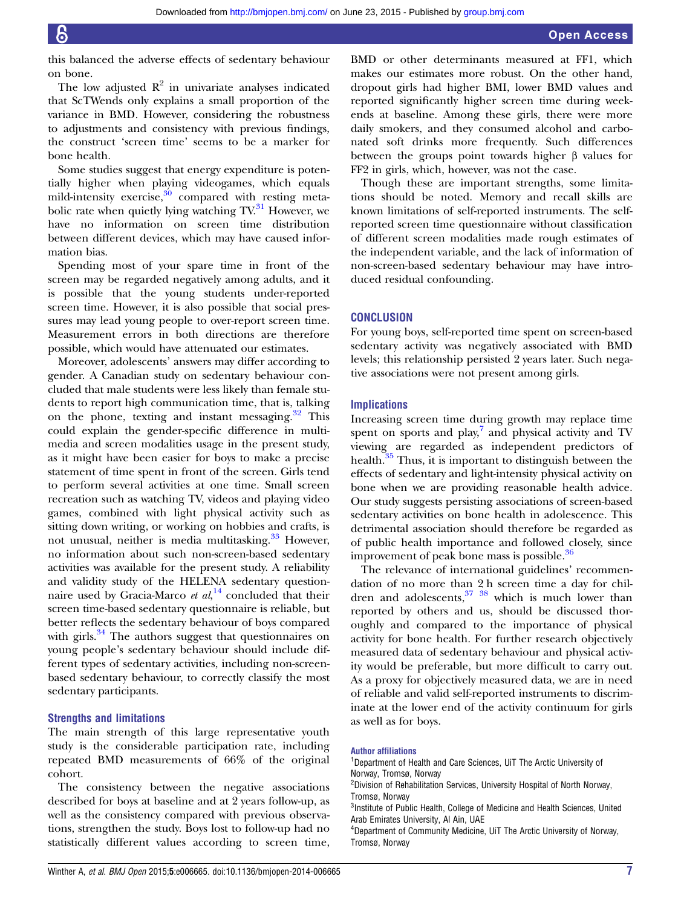this balanced the adverse effects of sedentary behaviour on bone.

The low adjusted $R^2$ in univariate analyses indicated that ScTWends only explains a small proportion of the variance in BMD. However, considering the robustness to adjustments and consistency with previous findings, the construct 'screen time' seems to be a marker for bone health.

Some studies suggest that energy expenditure is potentially higher when playing videogames, which equals mild-intensity exercise,[30] compared with resting metabolic rate when quietly lying watching TV.[31] However, we have no information on screen time distribution between different devices, which may have caused information bias.

Spending most of your spare time in front of the screen may be regarded negatively among adults, and it is possible that the young students under-reported screen time. However, it is also possible that social pressures may lead young people to over-report screen time. Measurement errors in both directions are therefore possible, which would have attenuated our estimates.

Moreover, adolescents' answers may differ according to gender. A Canadian study on sedentary behaviour concluded that male students were less likely than female students to report high communication time, that is, talking on the phone, texting and instant messaging.[32] This could explain the gender-specific difference in multimedia and screen modalities usage in the present study, as it might have been easier for boys to make a precise statement of time spent in front of the screen. Girls tend to perform several activities at one time. Small screen recreation such as watching TV, videos and playing video games, combined with light physical activity such as sitting down writing, or working on hobbies and crafts, is not unusual, neither is media multitasking.[33] However, no information about such non-screen-based sedentary activities was available for the present study. A reliability and validity study of the HELENA sedentary questionnaire used by Gracia-Marco *et al*,[14] concluded that their screen time-based sedentary questionnaire is reliable, but better reflects the sedentary behaviour of boys compared with girls.[34] The authors suggest that questionnaires on young people's sedentary behaviour should include different types of sedentary activities, including non-screen-based sedentary behaviour, to correctly classify the most sedentary participants.

### Strengths and limitations

The main strength of this large representative youth study is the considerable participation rate, including repeated BMD measurements of 66% of the original cohort.

The consistency between the negative associations described for boys at baseline and at 2 years follow-up, as well as the consistency compared with previous observations, strengthen the study. Boys lost to follow-up had no statistically different values according to screen time, BMD or other determinants measured at FF1, which makes our estimates more robust. On the other hand, dropout girls had higher BMI, lower BMD values and reported significantly higher screen time during weekends at baseline. Among these girls, there were more daily smokers, and they consumed alcohol and carbonated soft drinks more frequently. Such differences between the groups point towards higher β values for FF2 in girls, which, however, was not the case.

Though these are important strengths, some limitations should be noted. Memory and recall skills are known limitations of self-reported instruments. The self-reported screen time questionnaire without classification of different screen modalities made rough estimates of the independent variable, and the lack of information of non-screen-based sedentary behaviour may have introduced residual confounding.

## CONCLUSION

For young boys, self-reported time spent on screen-based sedentary activity was negatively associated with BMD levels; this relationship persisted 2 years later. Such negative associations were not present among girls.

### Implications

Increasing screen time during growth may replace time spent on sports and play,[7] and physical activity and TV viewing are regarded as independent predictors of health.[35] Thus, it is important to distinguish between the effects of sedentary and light-intensity physical activity on bone when we are providing reasonable health advice. Our study suggests persisting associations of screen-based sedentary activities on bone health in adolescence. This detrimental association should therefore be regarded as of public health importance and followed closely, since improvement of peak bone mass is possible.[36]

The relevance of international guidelines' recommendation of no more than 2 h screen time a day for children and adolescents,[37 38] which is much lower than reported by others and us, should be discussed thoroughly and compared to the importance of physical activity for bone health. For further research objectively measured data of sedentary behaviour and physical activity would be preferable, but more difficult to carry out. As a proxy for objectively measured data, we are in need of reliable and valid self-reported instruments to discriminate at the lower end of the activity continuum for girls as well as for boys.

**Author affiliations**

[1]Department of Health and Care Sciences, UiT The Arctic University of Norway, Tromsø, Norway

[2]Division of Rehabilitation Services, University Hospital of North Norway, Tromsø, Norway

[3]Institute of Public Health, College of Medicine and Health Sciences, United Arab Emirates University, Al Ain, UAE

[4]Department of Community Medicine, UiT The Arctic University of Norway, Tromsø, Norway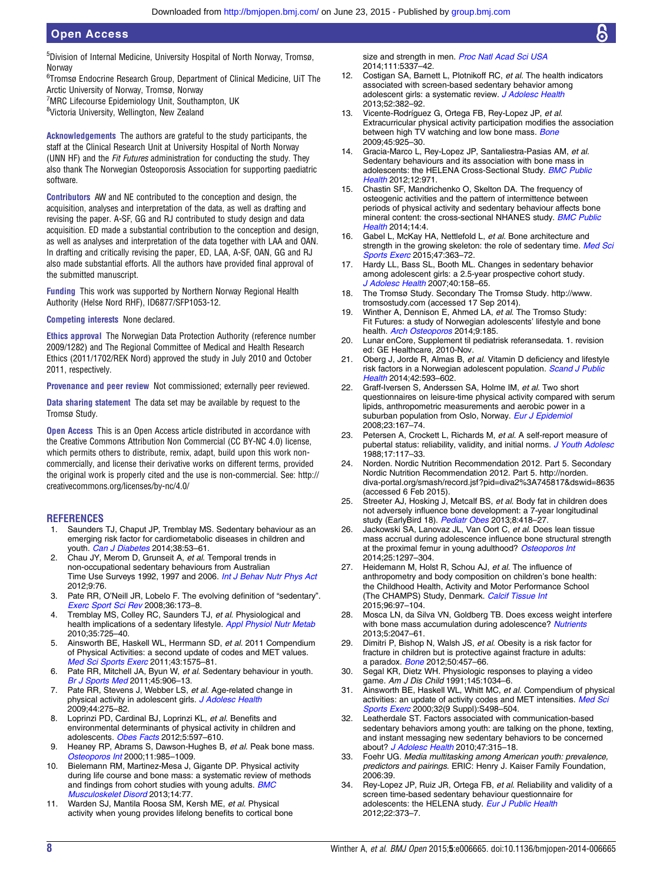[5]Division of Internal Medicine, University Hospital of North Norway, Tromsø, Norway
[6]Tromsø Endocrine Research Group, Department of Clinical Medicine, UiT The Arctic University of Norway, Tromsø, Norway
[7]MRC Lifecourse Epidemiology Unit, Southampton, UK
[8]Victoria University, Wellington, New Zealand

**Acknowledgements** The authors are grateful to the study participants, the staff at the Clinical Research Unit at University Hospital of North Norway (UNN HF) and the *Fit Futures* administration for conducting the study. They also thank The Norwegian Osteoporosis Association for supporting paediatric software.

**Contributors** AW and NE contributed to the conception and design, the acquisition, analyses and interpretation of the data, as well as drafting and revising the paper. A-SF, GG and RJ contributed to study design and data acquisition. ED made a substantial contribution to the conception and design, as well as analyses and interpretation of the data together with LAA and OAN. In drafting and critically revising the paper, ED, LAA, A-SF, OAN, GG and RJ also made substantial efforts. All the authors have provided final approval of the submitted manuscript.

**Funding** This work was supported by Northern Norway Regional Health Authority (Helse Nord RHF), ID6877/SFP1053-12.

**Competing interests** None declared.

**Ethics approval** The Norwegian Data Protection Authority (reference number 2009/1282) and The Regional Committee of Medical and Health Research Ethics (2011/1702/REK Nord) approved the study in July 2010 and October 2011, respectively.

**Provenance and peer review** Not commissioned; externally peer reviewed.

**Data sharing statement** The data set may be available by request to the Tromsø Study.

**Open Access** This is an Open Access article distributed in accordance with the Creative Commons Attribution Non Commercial (CC BY-NC 4.0) license, which permits others to distribute, remix, adapt, build upon this work non-commercially, and license their derivative works on different terms, provided the original work is properly cited and the use is non-commercial. See: http://creativecommons.org/licenses/by-nc/4.0/

## REFERENCES

1. Saunders TJ, Chaput JP, Tremblay MS. Sedentary behaviour as an emerging risk factor for cardiometabolic diseases in children and youth. *Can J Diabetes* 2014;38:53–61.
2. Chau JY, Merom D, Grunseit A, *et al*. Temporal trends in non-occupational sedentary behaviours from Australian Time Use Surveys 1992, 1997 and 2006. *Int J Behav Nutr Phys Act* 2012;9:76.
3. Pate RR, O'Neill JR, Lobelo F. The evolving definition of "sedentary". *Exerc Sport Sci Rev* 2008;36:173–8.
4. Tremblay MS, Colley RC, Saunders TJ, *et al*. Physiological and health implications of a sedentary lifestyle. *Appl Physiol Nutr Metab* 2010;35:725–40.
5. Ainsworth BE, Haskell WL, Herrmann SD, *et al*. 2011 Compendium of Physical Activities: a second update of codes and MET values. *Med Sci Sports Exerc* 2011;43:1575–81.
6. Pate RR, Mitchell JA, Byun W, *et al*. Sedentary behaviour in youth. *Br J Sports Med* 2011;45:906–13.
7. Pate RR, Stevens J, Webber LS, *et al*. Age-related change in physical activity in adolescent girls. *J Adolesc Health* 2009;44:275–82.
8. Loprinzi PD, Cardinal BJ, Loprinzi KL, *et al*. Benefits and environmental determinants of physical activity in children and adolescents. *Obes Facts* 2012;5:597–610.
9. Heaney RP, Abrams S, Dawson-Hughes B, *et al*. Peak bone mass. *Osteoporos Int* 2000;11:985–1009.
10. Bielemann RM, Martinez-Mesa J, Gigante DP. Physical activity during life course and bone mass: a systematic review of methods and findings from cohort studies with young adults. *BMC Musculoskelet Disord* 2013;14:77.
11. Warden SJ, Mantila Roosa SM, Kersh ME, *et al*. Physical activity when young provides lifelong benefits to cortical bone size and strength in men. *Proc Natl Acad Sci USA* 2014;111:5337–42.
12. Costigan SA, Barnett L, Plotnikoff RC, *et al*. The health indicators associated with screen-based sedentary behavior among adolescent girls: a systematic review. *J Adolesc Health* 2013;52:382–92.
13. Vicente-Rodríguez G, Ortega FB, Rey-Lopez JP, *et al*. Extracurricular physical activity participation modifies the association between high TV watching and low bone mass. *Bone* 2009;45:925–30.
14. Gracia-Marco L, Rey-Lopez JP, Santaliestra-Pasias AM, *et al*. Sedentary behaviours and its association with bone mass in adolescents: the HELENA Cross-Sectional Study. *BMC Public Health* 2012;12:971.
15. Chastin SF, Mandrichenko O, Skelton DA. The frequency of osteogenic activities and the pattern of intermittence between periods of physical activity and sedentary behaviour affects bone mineral content: the cross-sectional NHANES study. *BMC Public Health* 2014;14:4.
16. Gabel L, McKay HA, Nettlefold L, *et al*. Bone architecture and strength in the growing skeleton: the role of sedentary time. *Med Sci Sports Exerc* 2015;47:363–72.
17. Hardy LL, Bass SL, Booth ML. Changes in sedentary behavior among adolescent girls: a 2.5-year prospective cohort study. *J Adolesc Health* 2007;40:158–65.
18. The Tromsø Study. Secondary The Tromsø Study. http://www.tromsostudy.com (accessed 17 Sep 2014).
19. Winther A, Dennison E, Ahmed LA, *et al*. The Tromso Study: Fit Futures: a study of Norwegian adolescents' lifestyle and bone health. *Arch Osteoporos* 2014;9:185.
20. Lunar enCore, Supplement til pediatrisk referansedata. 1. revision ed: GE Healthcare, 2010-Nov.
21. Oberg J, Jorde R, Almas B, *et al*. Vitamin D deficiency and lifestyle risk factors in a Norwegian adolescent population. *Scand J Public Health* 2014;42:593–602.
22. Graff-Iversen S, Anderssen SA, Holme IM, *et al*. Two short questionnaires on leisure-time physical activity compared with serum lipids, anthropometric measurements and aerobic power in a suburban population from Oslo, Norway. *Eur J Epidemiol* 2008;23:167–74.
23. Petersen A, Crockett L, Richards M, *et al*. A self-report measure of pubertal status: reliability, validity, and initial norms. *J Youth Adolesc* 1988;17:117–33.
24. Norden. Nordic Nutrition Recommendation 2012. Part 5. Secondary Nordic Nutrition Recommendation 2012. Part 5. http://norden.diva-portal.org/smash/record.jsf?pid=diva2%3A745817&dswid=8635 (accessed 6 Feb 2015).
25. Streeter AJ, Hosking J, Metcalf BS, *et al*. Body fat in children does not adversely influence bone development: a 7-year longitudinal study (EarlyBird 18). *Pediatr Obes* 2013;8:418–27.
26. Jackowski SA, Lanovaz JL, Van Oort C, *et al*. Does lean tissue mass accrual during adolescence influence bone structural strength at the proximal femur in young adulthood? *Osteoporos Int* 2014;25:1297–304.
27. Heidemann M, Holst R, Schou AJ, *et al*. The influence of anthropometry and body composition on children's bone health: the Childhood Health, Activity and Motor Performance School (The CHAMPS) Study, Denmark. *Calcif Tissue Int* 2015;96:97–104.
28. Mosca LN, da Silva VN, Goldberg TB. Does excess weight interfere with bone mass accumulation during adolescence? *Nutrients* 2013;5:2047–61.
29. Dimitri P, Bishop N, Walsh JS, *et al*. Obesity is a risk factor for fracture in children but is protective against fracture in adults: a paradox. *Bone* 2012;50:457–66.
30. Segal KR, Dietz WH. Physiologic responses to playing a video game. *Am J Dis Child* 1991;145:1034–6.
31. Ainsworth BE, Haskell WL, Whitt MC, *et al*. Compendium of physical activities: an update of activity codes and MET intensities. *Med Sci Sports Exerc* 2000;32(9 Suppl):S498–504.
32. Leatherdale ST. Factors associated with communication-based sedentary behaviors among youth: are talking on the phone, texting, and instant messaging new sedentary behaviors to be concerned about? *J Adolesc Health* 2010;47:315–18.
33. Foehr UG. *Media multitasking among American youth: prevalence, predictors and pairings*. ERIC: Henry J. Kaiser Family Foundation, 2006:39.
34. Rey-Lopez JP, Ruiz JR, Ortega FB, *et al*. Reliability and validity of a screen time-based sedentary behaviour questionnaire for adolescents: the HELENA study. *Eur J Public Health* 2012;22:373–7.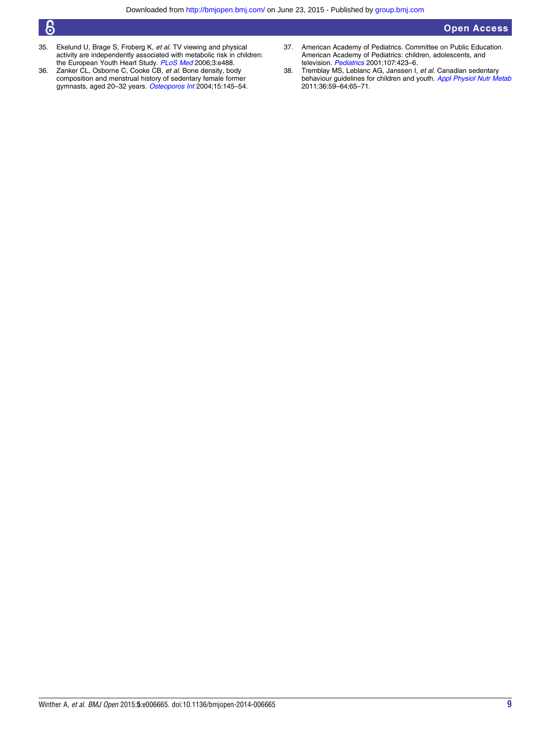35. Ekelund U, Brage S, Froberg K, *et al*. TV viewing and physical activity are independently associated with metabolic risk in children: the European Youth Heart Study. *PLoS Med* 2006;3:e488.
36. Zanker CL, Osborne C, Cooke CB, *et al*. Bone density, body composition and menstrual history of sedentary female former gymnasts, aged 20–32 years. *Osteoporos Int* 2004;15:145–54.
37. American Academy of Pediatrics. Committee on Public Education. American Academy of Pediatrics: children, adolescents, and television. *Pediatrics* 2001;107:423–6.
38. Tremblay MS, Leblanc AG, Janssen I, *et al*. Canadian sedentary behaviour guidelines for children and youth. *Appl Physiol Nutr Metab* 2011;36:59–64;65–71.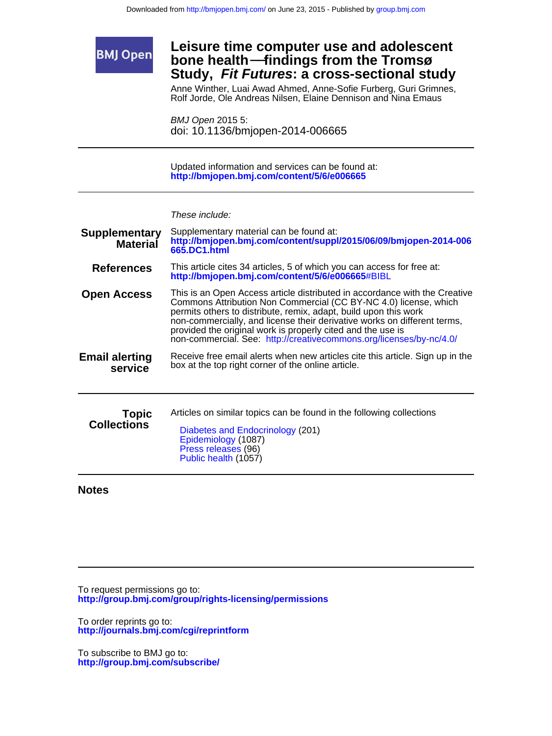Downloaded from http://bmjopen.bmj.com/ on June 23, 2015 - Published by group.bmj.com

BMJ Open

# Leisure time computer use and adolescent bone health—findings from the Tromsø Study, *Fit Futures*: a cross-sectional study

Anne Winther, Luai Awad Ahmed, Anne-Sofie Furberg, Guri Grimnes, Rolf Jorde, Ole Andreas Nilsen, Elaine Dennison and Nina Emaus

*BMJ Open* 2015 5:
doi: 10.1136/bmjopen-2014-006665

Updated information and services can be found at:
**http://bmjopen.bmj.com/content/5/6/e006665**

*These include:*

**Supplementary Material**
Supplementary material can be found at:
**http://bmjopen.bmj.com/content/suppl/2015/06/09/bmjopen-2014-006665.DC1.html**

**References**
This article cites 34 articles, 5 of which you can access for free at:
**http://bmjopen.bmj.com/content/5/6/e006665**#BIBL

**Open Access**
This is an Open Access article distributed in accordance with the Creative Commons Attribution Non Commercial (CC BY-NC 4.0) license, which permits others to distribute, remix, adapt, build upon this work non-commercially, and license their derivative works on different terms, provided the original work is properly cited and the use is non-commercial. See: http://creativecommons.org/licenses/by-nc/4.0/

**Email alerting service**
Receive free email alerts when new articles cite this article. Sign up in the box at the top right corner of the online article.

**Topic Collections**
Articles on similar topics can be found in the following collections

- Diabetes and Endocrinology (201)
- Epidemiology (1087)
- Press releases (96)
- Public health (1057)

## Notes

To request permissions go to:
**http://group.bmj.com/group/rights-licensing/permissions**

To order reprints go to:
**http://journals.bmj.com/cgi/reprintform**

To subscribe to BMJ go to:
**http://group.bmj.com/subscribe/**